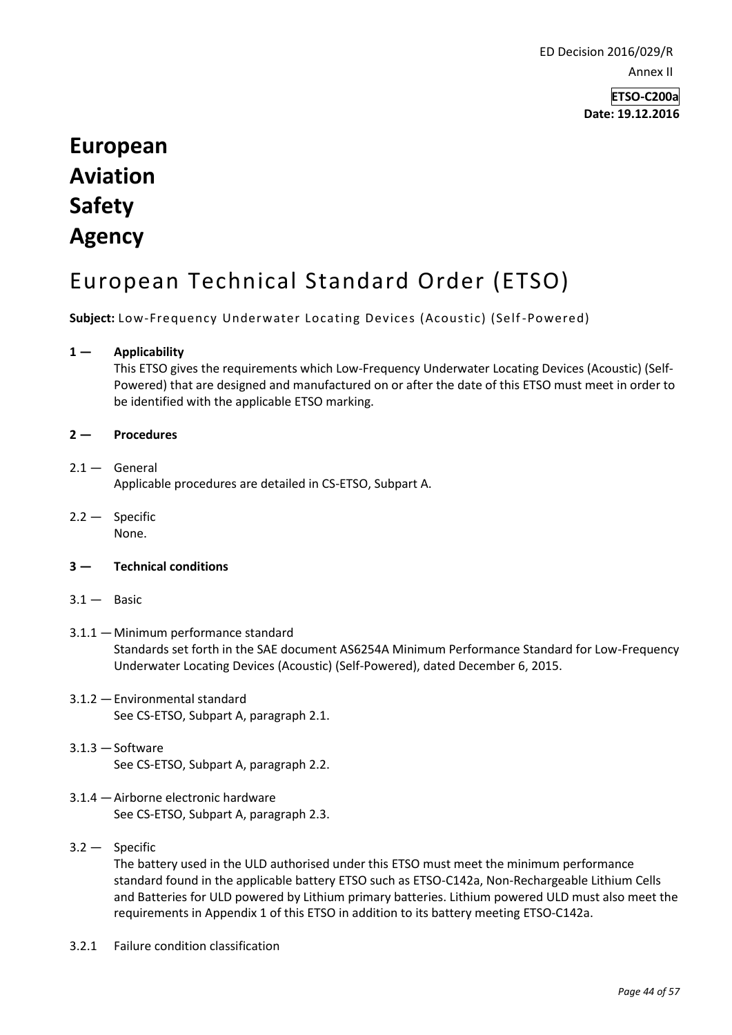ED Decision 2016/029/R

Annex II

**ETSO-C200a**
**Date: 19.12.2016**

# European Aviation Safety Agency

# European Technical Standard Order (ETSO)

**Subject:** Low-Frequency Underwater Locating Devices (Acoustic) (Self-Powered)

## 1 — Applicability

This ETSO gives the requirements which Low-Frequency Underwater Locating Devices (Acoustic) (Self-Powered) that are designed and manufactured on or after the date of this ETSO must meet in order to be identified with the applicable ETSO marking.

## 2 — Procedures

2.1 — General

Applicable procedures are detailed in CS-ETSO, Subpart A.

2.2 — Specific

None.

## 3 — Technical conditions

3.1 — Basic

3.1.1 — Minimum performance standard

Standards set forth in the SAE document AS6254A Minimum Performance Standard for Low-Frequency Underwater Locating Devices (Acoustic) (Self-Powered), dated December 6, 2015.

3.1.2 — Environmental standard

See CS-ETSO, Subpart A, paragraph 2.1.

3.1.3 — Software

See CS-ETSO, Subpart A, paragraph 2.2.

3.1.4 — Airborne electronic hardware

See CS-ETSO, Subpart A, paragraph 2.3.

3.2 — Specific

The battery used in the ULD authorised under this ETSO must meet the minimum performance standard found in the applicable battery ETSO such as ETSO-C142a, Non-Rechargeable Lithium Cells and Batteries for ULD powered by Lithium primary batteries. Lithium powered ULD must also meet the requirements in Appendix 1 of this ETSO in addition to its battery meeting ETSO-C142a.

3.2.1 Failure condition classification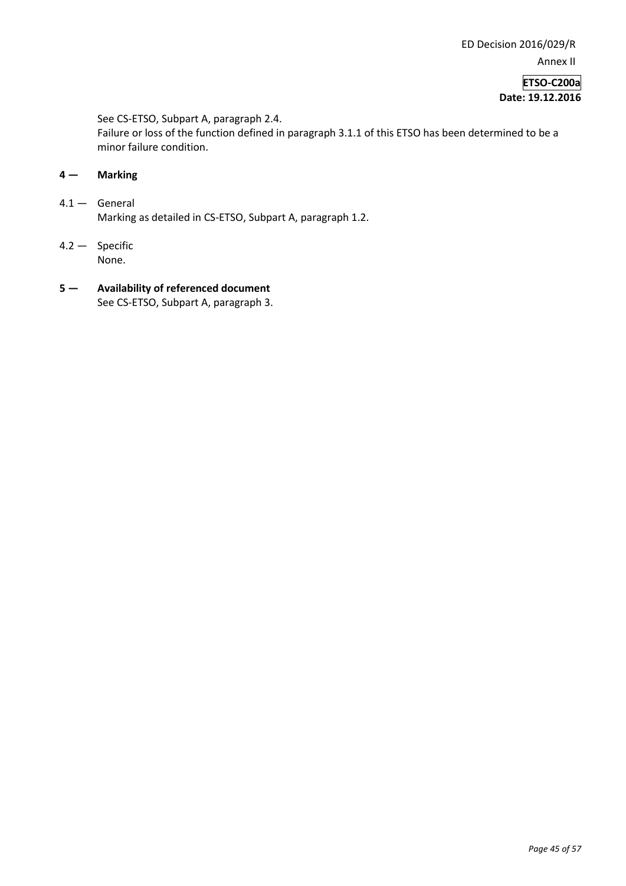See CS-ETSO, Subpart A, paragraph 2.4.
Failure or loss of the function defined in paragraph 3.1.1 of this ETSO has been determined to be a minor failure condition.

## 4 — Marking

4.1 — General
Marking as detailed in CS-ETSO, Subpart A, paragraph 1.2.

4.2 — Specific
None.

## 5 — Availability of referenced document

See CS-ETSO, Subpart A, paragraph 3.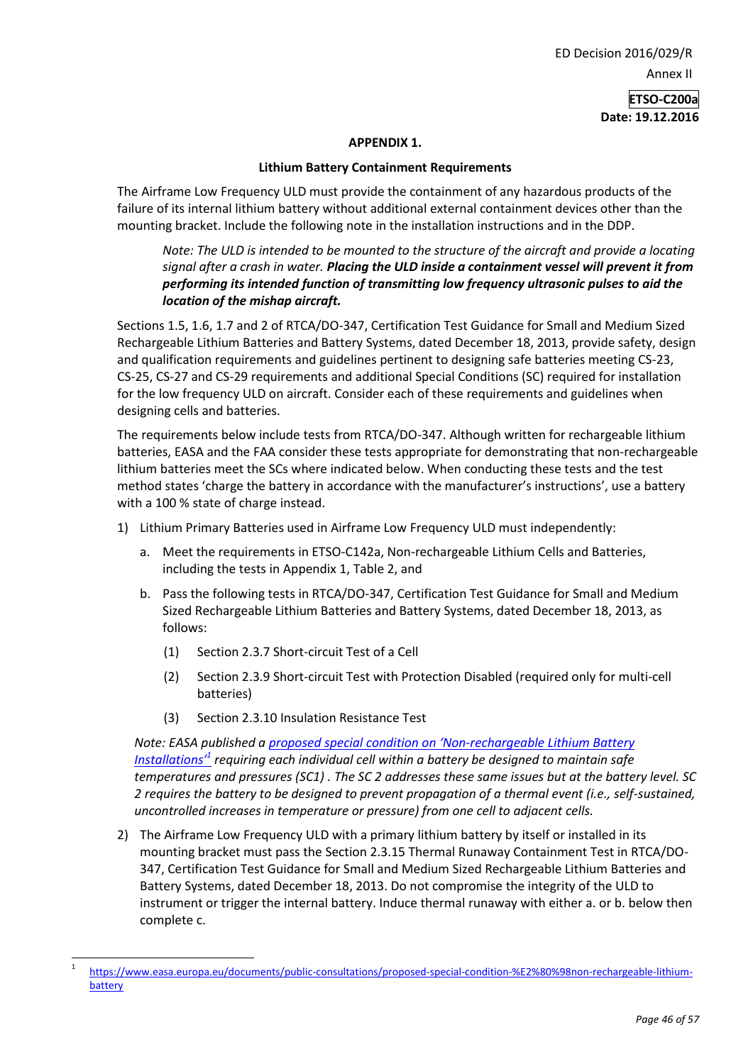**APPENDIX 1.**

**Lithium Battery Containment Requirements**

The Airframe Low Frequency ULD must provide the containment of any hazardous products of the failure of its internal lithium battery without additional external containment devices other than the mounting bracket. Include the following note in the installation instructions and in the DDP.

> *Note: The ULD is intended to be mounted to the structure of the aircraft and provide a locating signal after a crash in water.* ***Placing the ULD inside a containment vessel will prevent it from performing its intended function of transmitting low frequency ultrasonic pulses to aid the location of the mishap aircraft.***

Sections 1.5, 1.6, 1.7 and 2 of RTCA/DO-347, Certification Test Guidance for Small and Medium Sized Rechargeable Lithium Batteries and Battery Systems, dated December 18, 2013, provide safety, design and qualification requirements and guidelines pertinent to designing safe batteries meeting CS-23, CS-25, CS-27 and CS-29 requirements and additional Special Conditions (SC) required for installation for the low frequency ULD on aircraft. Consider each of these requirements and guidelines when designing cells and batteries.

The requirements below include tests from RTCA/DO-347. Although written for rechargeable lithium batteries, EASA and the FAA consider these tests appropriate for demonstrating that non-rechargeable lithium batteries meet the SCs where indicated below. When conducting these tests and the test method states 'charge the battery in accordance with the manufacturer's instructions', use a battery with a 100 % state of charge instead.

1) Lithium Primary Batteries used in Airframe Low Frequency ULD must independently:
   a. Meet the requirements in ETSO-C142a, Non-rechargeable Lithium Cells and Batteries, including the tests in Appendix 1, Table 2, and
   b. Pass the following tests in RTCA/DO-347, Certification Test Guidance for Small and Medium Sized Rechargeable Lithium Batteries and Battery Systems, dated December 18, 2013, as follows:
      (1) Section 2.3.7 Short-circuit Test of a Cell
      (2) Section 2.3.9 Short-circuit Test with Protection Disabled (required only for multi-cell batteries)
      (3) Section 2.3.10 Insulation Resistance Test

   *Note: EASA published a [proposed special condition on 'Non-rechargeable Lithium Battery Installations'](https://www.easa.europa.eu/documents/public-consultations/proposed-special-condition-%E2%80%98non-rechargeable-lithium-battery)[1] requiring each individual cell within a battery be designed to maintain safe temperatures and pressures (SC1) . The SC 2 addresses these same issues but at the battery level. SC 2 requires the battery to be designed to prevent propagation of a thermal event (i.e., self-sustained, uncontrolled increases in temperature or pressure) from one cell to adjacent cells.*

2) The Airframe Low Frequency ULD with a primary lithium battery by itself or installed in its mounting bracket must pass the Section 2.3.15 Thermal Runaway Containment Test in RTCA/DO-347, Certification Test Guidance for Small and Medium Sized Rechargeable Lithium Batteries and Battery Systems, dated December 18, 2013. Do not compromise the integrity of the ULD to instrument or trigger the internal battery. Induce thermal runaway with either a. or b. below then complete c.

---

[1] https://www.easa.europa.eu/documents/public-consultations/proposed-special-condition-%E2%80%98non-rechargeable-lithium-battery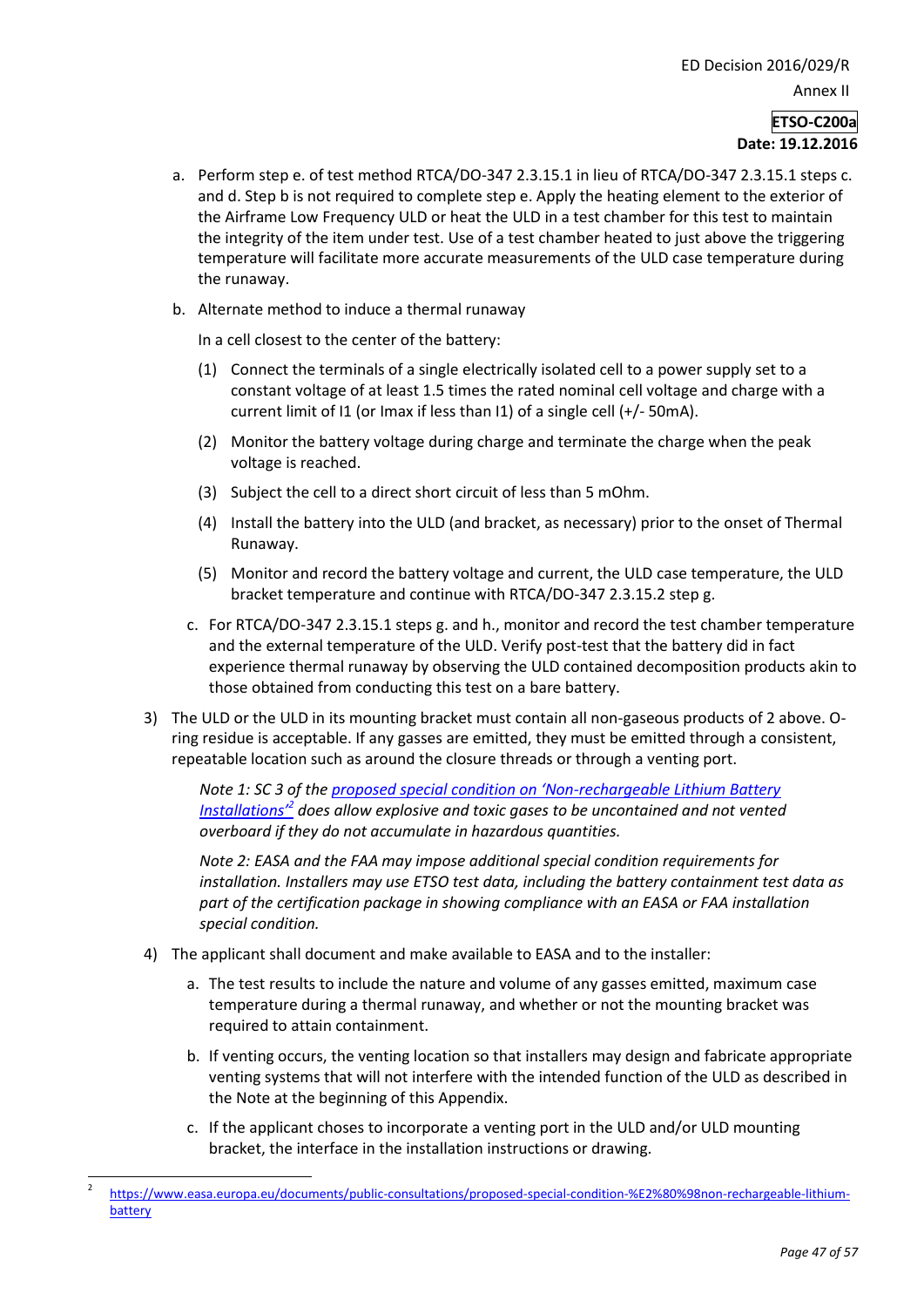a. Perform step e. of test method RTCA/DO-347 2.3.15.1 in lieu of RTCA/DO-347 2.3.15.1 steps c. and d. Step b is not required to complete step e. Apply the heating element to the exterior of the Airframe Low Frequency ULD or heat the ULD in a test chamber for this test to maintain the integrity of the item under test. Use of a test chamber heated to just above the triggering temperature will facilitate more accurate measurements of the ULD case temperature during the runaway.

b. Alternate method to induce a thermal runaway

   In a cell closest to the center of the battery:

   (1) Connect the terminals of a single electrically isolated cell to a power supply set to a constant voltage of at least 1.5 times the rated nominal cell voltage and charge with a current limit of I1 (or Imax if less than I1) of a single cell (+/- 50mA).

   (2) Monitor the battery voltage during charge and terminate the charge when the peak voltage is reached.

   (3) Subject the cell to a direct short circuit of less than 5 mOhm.

   (4) Install the battery into the ULD (and bracket, as necessary) prior to the onset of Thermal Runaway.

   (5) Monitor and record the battery voltage and current, the ULD case temperature, the ULD bracket temperature and continue with RTCA/DO-347 2.3.15.2 step g.

c. For RTCA/DO-347 2.3.15.1 steps g. and h., monitor and record the test chamber temperature and the external temperature of the ULD. Verify post-test that the battery did in fact experience thermal runaway by observing the ULD contained decomposition products akin to those obtained from conducting this test on a bare battery.

3) The ULD or the ULD in its mounting bracket must contain all non-gaseous products of 2 above. O-ring residue is acceptable. If any gasses are emitted, they must be emitted through a consistent, repeatable location such as around the closure threads or through a venting port.

   *Note 1: SC 3 of the proposed special condition on 'Non-rechargeable Lithium Battery Installations'[2] does allow explosive and toxic gases to be uncontained and not vented overboard if they do not accumulate in hazardous quantities.*

   *Note 2: EASA and the FAA may impose additional special condition requirements for installation. Installers may use ETSO test data, including the battery containment test data as part of the certification package in showing compliance with an EASA or FAA installation special condition.*

4) The applicant shall document and make available to EASA and to the installer:

   a. The test results to include the nature and volume of any gasses emitted, maximum case temperature during a thermal runaway, and whether or not the mounting bracket was required to attain containment.

   b. If venting occurs, the venting location so that installers may design and fabricate appropriate venting systems that will not interfere with the intended function of the ULD as described in the Note at the beginning of this Appendix.

   c. If the applicant choses to incorporate a venting port in the ULD and/or ULD mounting bracket, the interface in the installation instructions or drawing.

---

[2] https://www.easa.europa.eu/documents/public-consultations/proposed-special-condition-%E2%80%98non-rechargeable-lithium-battery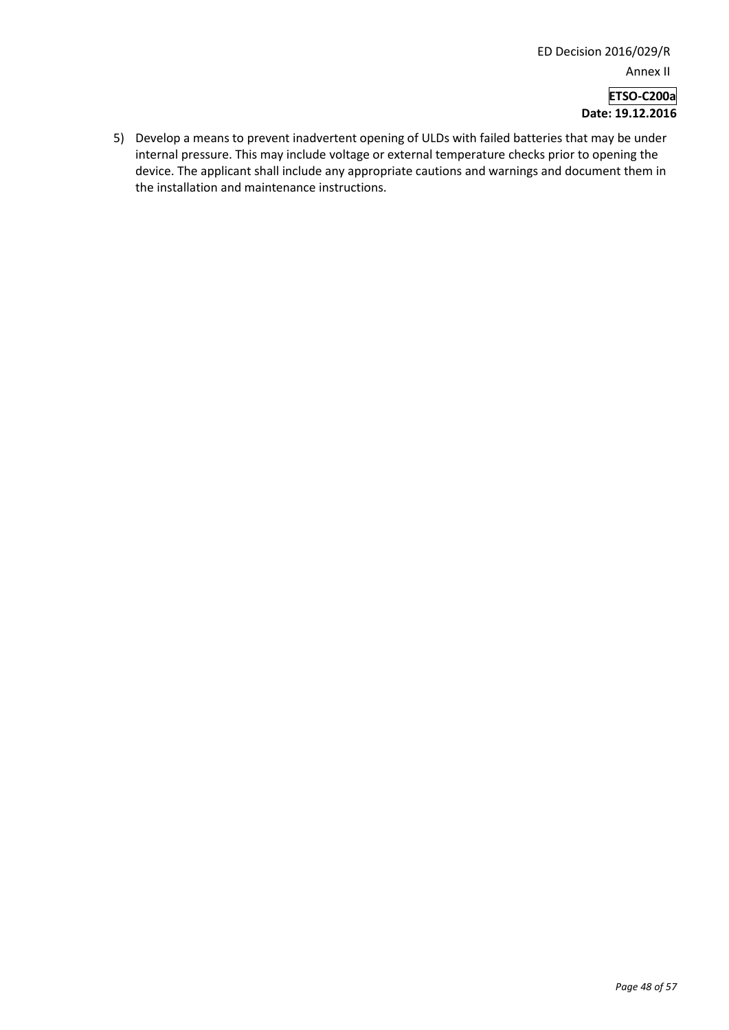5) Develop a means to prevent inadvertent opening of ULDs with failed batteries that may be under internal pressure. This may include voltage or external temperature checks prior to opening the device. The applicant shall include any appropriate cautions and warnings and document them in the installation and maintenance instructions.